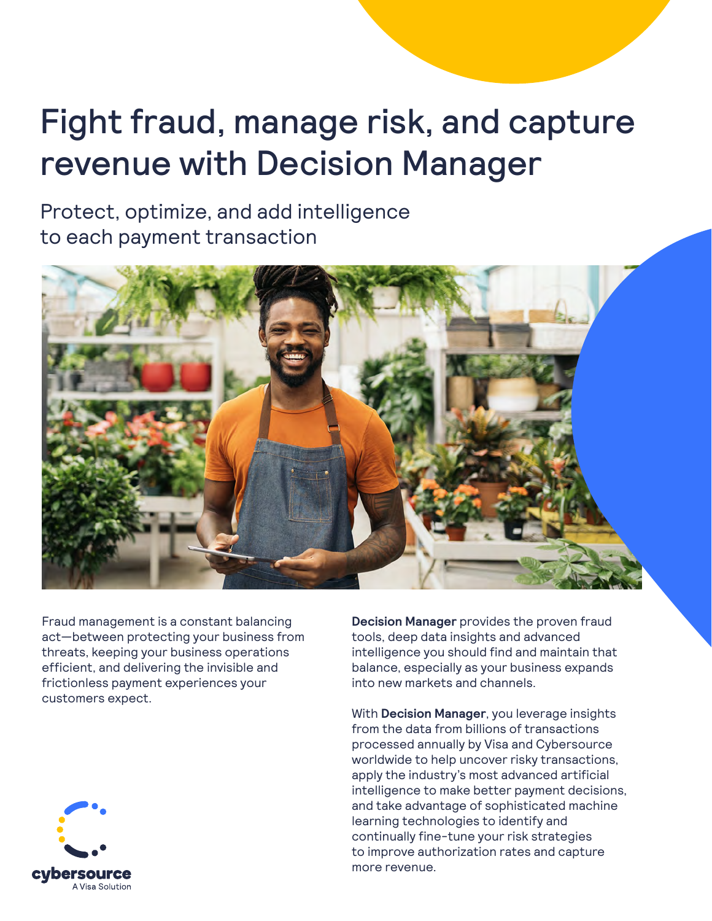# Fight fraud, manage risk, and capture revenue with Decision Manager

## Protect, optimize, and add intelligence to each payment transaction

Fraud management is a constant balancing act—between protecting your business from threats, keeping your business operations efficient, and delivering the invisible and frictionless payment experiences your customers expect.

**Decision Manager** provides the proven fraud tools, deep data insights and advanced intelligence you should find and maintain that balance, especially as your business expands into new markets and channels.

With **Decision Manager**, you leverage insights from the data from billions of transactions processed annually by Visa and Cybersource worldwide to help uncover risky transactions, apply the industry's most advanced artificial intelligence to make better payment decisions, and take advantage of sophisticated machine learning technologies to identify and continually fine-tune your risk strategies to improve authorization rates and capture more revenue.

cybersource
A Visa Solution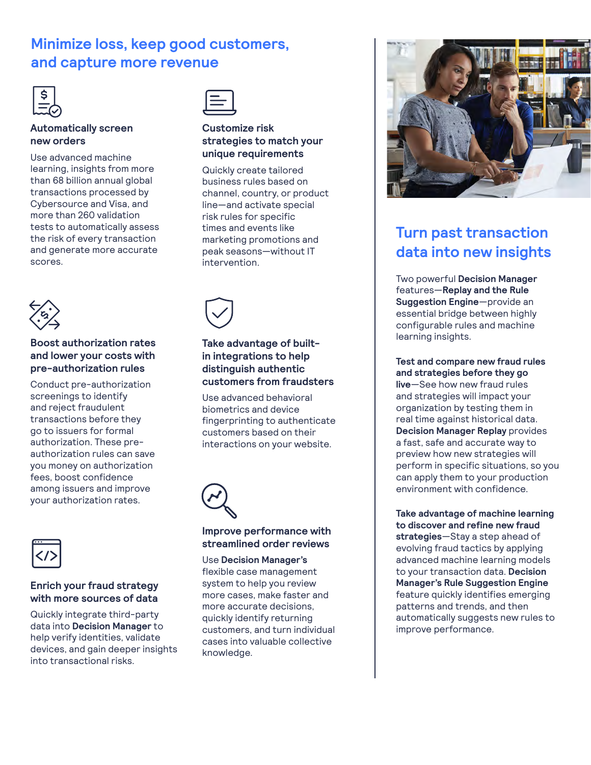## Minimize loss, keep good customers, and capture more revenue

### Automatically screen new orders

Use advanced machine learning, insights from more than 68 billion annual global transactions processed by Cybersource and Visa, and more than 260 validation tests to automatically assess the risk of every transaction and generate more accurate scores.

### Customize risk strategies to match your unique requirements

Quickly create tailored business rules based on channel, country, or product line—and activate special risk rules for specific times and events like marketing promotions and peak seasons—without IT intervention.

### Boost authorization rates and lower your costs with pre-authorization rules

Conduct pre-authorization screenings to identify and reject fraudulent transactions before they go to issuers for formal authorization. These pre-authorization rules can save you money on authorization fees, boost confidence among issuers and improve your authorization rates.

### Take advantage of built-in integrations to help distinguish authentic customers from fraudsters

Use advanced behavioral biometrics and device fingerprinting to authenticate customers based on their interactions on your website.

### Enrich your fraud strategy with more sources of data

Quickly integrate third-party data into **Decision Manager** to help verify identities, validate devices, and gain deeper insights into transactional risks.

### Improve performance with streamlined order reviews

Use **Decision Manager's** flexible case management system to help you review more cases, make faster and more accurate decisions, quickly identify returning customers, and turn individual cases into valuable collective knowledge.

## Turn past transaction data into new insights

Two powerful **Decision Manager** features—**Replay and the Rule Suggestion Engine**—provide an essential bridge between highly configurable rules and machine learning insights.

**Test and compare new fraud rules and strategies before they go live**—See how new fraud rules and strategies will impact your organization by testing them in real time against historical data. **Decision Manager Replay** provides a fast, safe and accurate way to preview how new strategies will perform in specific situations, so you can apply them to your production environment with confidence.

**Take advantage of machine learning to discover and refine new fraud strategies**—Stay a step ahead of evolving fraud tactics by applying advanced machine learning models to your transaction data. **Decision Manager's Rule Suggestion Engine** feature quickly identifies emerging patterns and trends, and then automatically suggests new rules to improve performance.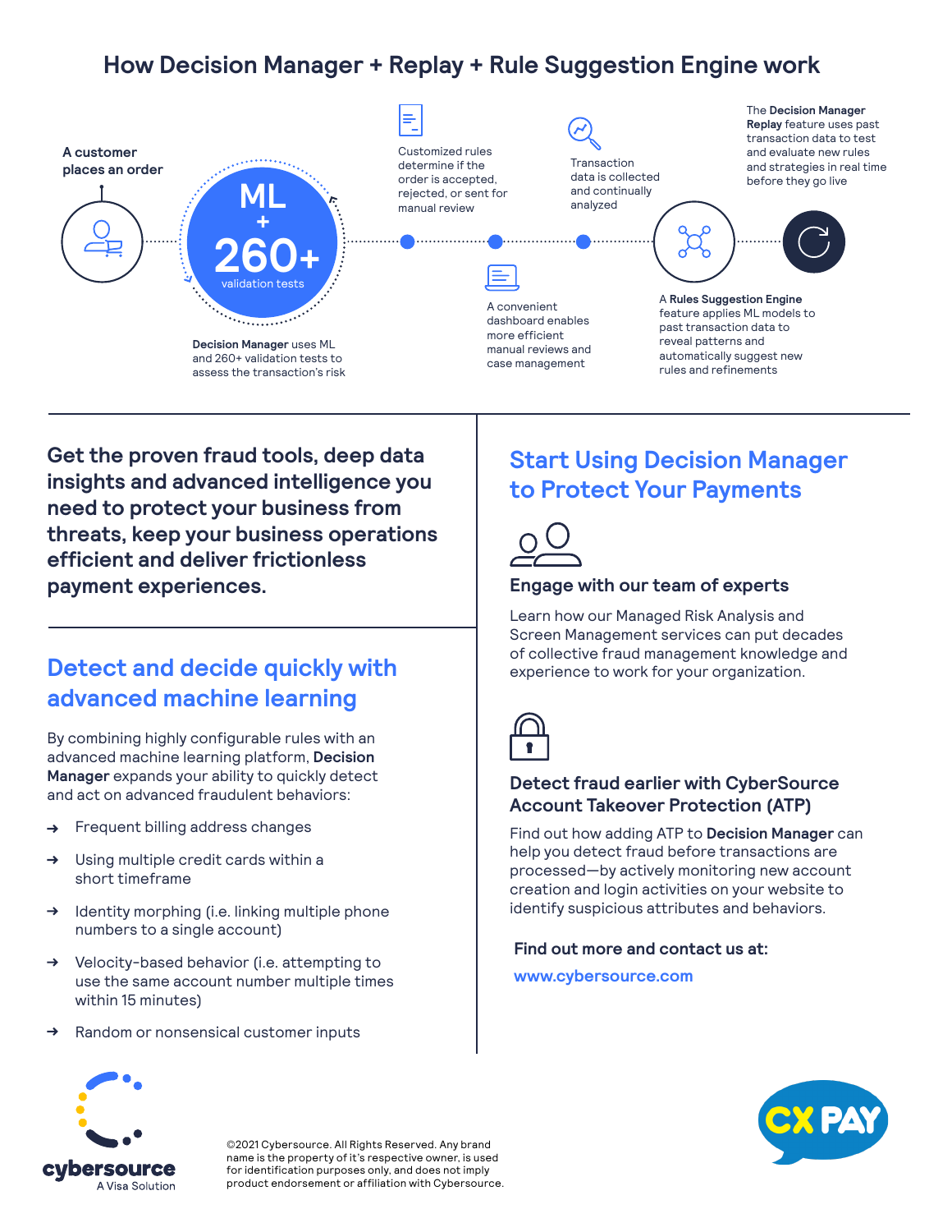## How Decision Manager + Replay + Rule Suggestion Engine work

A customer places an order

ML + 260+ validation tests

**Decision Manager** uses ML and 260+ validation tests to assess the transaction's risk

Customized rules determine if the order is accepted, rejected, or sent for manual review

A convenient dashboard enables more efficient manual reviews and case management

Transaction data is collected and continually analyzed

A **Rules Suggestion Engine** feature applies ML models to past transaction data to reveal patterns and automatically suggest new rules and refinements

The **Decision Manager Replay** feature uses past transaction data to test and evaluate new rules and strategies in real time before they go live

**Get the proven fraud tools, deep data insights and advanced intelligence you need to protect your business from threats, keep your business operations efficient and deliver frictionless payment experiences.**

## Detect and decide quickly with advanced machine learning

By combining highly configurable rules with an advanced machine learning platform, **Decision Manager** expands your ability to quickly detect and act on advanced fraudulent behaviors:

- → Frequent billing address changes
- → Using multiple credit cards within a short timeframe
- → Identity morphing (i.e. linking multiple phone numbers to a single account)
- → Velocity-based behavior (i.e. attempting to use the same account number multiple times within 15 minutes)
- → Random or nonsensical customer inputs

## Start Using Decision Manager to Protect Your Payments

### Engage with our team of experts

Learn how our Managed Risk Analysis and Screen Management services can put decades of collective fraud management knowledge and experience to work for your organization.

### Detect fraud earlier with CyberSource Account Takeover Protection (ATP)

Find out how adding ATP to **Decision Manager** can help you detect fraud before transactions are processed—by actively monitoring new account creation and login activities on your website to identify suspicious attributes and behaviors.

**Find out more and contact us at:**

**www.cybersource.com**

cybersource
A Visa Solution

©2021 Cybersource. All Rights Reserved. Any brand name is the property of it's respective owner, is used for identification purposes only, and does not imply product endorsement or affiliation with Cybersource.

CX PAY